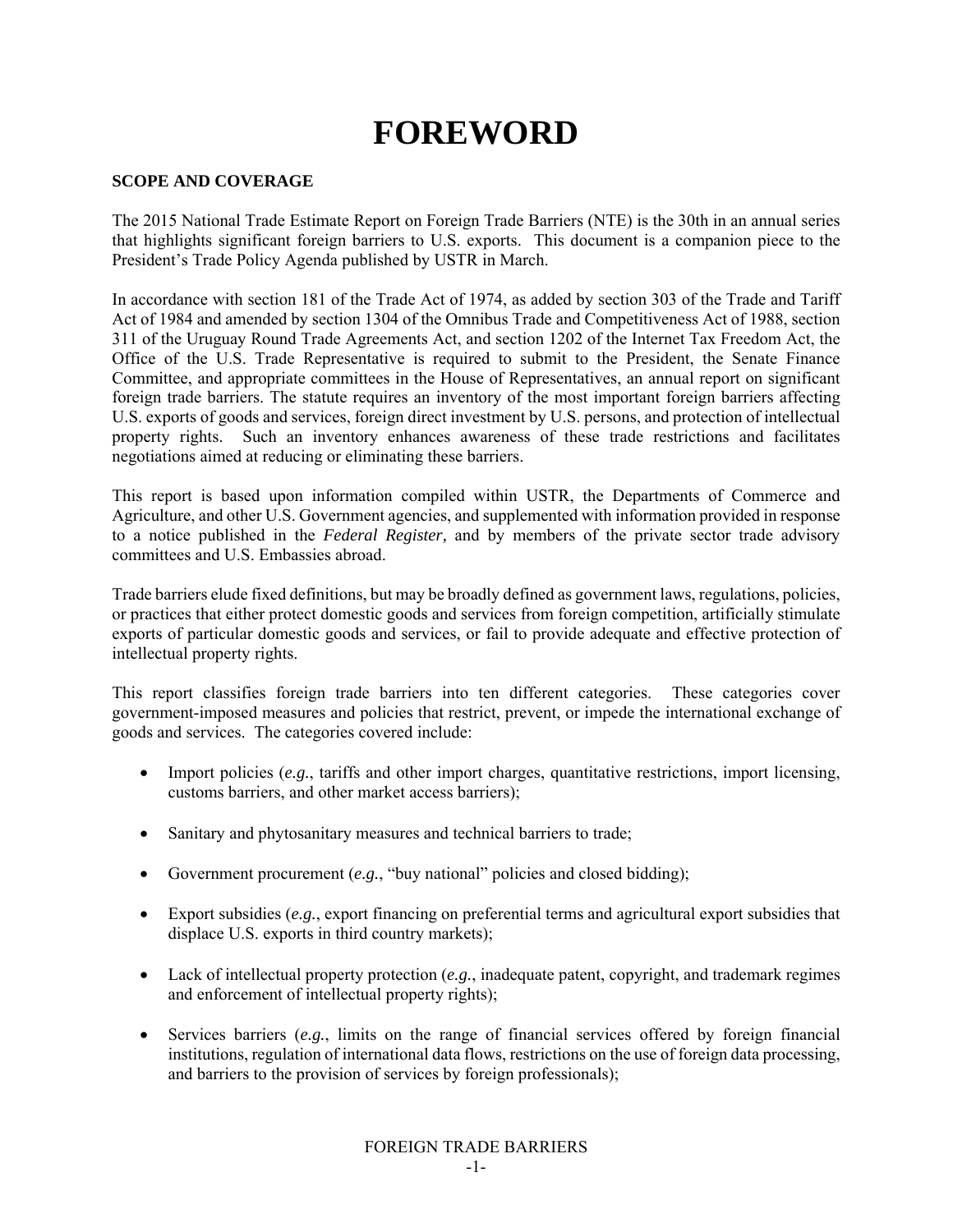# FOREWORD

**SCOPE AND COVERAGE**

The 2015 National Trade Estimate Report on Foreign Trade Barriers (NTE) is the 30th in an annual series that highlights significant foreign barriers to U.S. exports. This document is a companion piece to the President's Trade Policy Agenda published by USTR in March.

In accordance with section 181 of the Trade Act of 1974, as added by section 303 of the Trade and Tariff Act of 1984 and amended by section 1304 of the Omnibus Trade and Competitiveness Act of 1988, section 311 of the Uruguay Round Trade Agreements Act, and section 1202 of the Internet Tax Freedom Act, the Office of the U.S. Trade Representative is required to submit to the President, the Senate Finance Committee, and appropriate committees in the House of Representatives, an annual report on significant foreign trade barriers. The statute requires an inventory of the most important foreign barriers affecting U.S. exports of goods and services, foreign direct investment by U.S. persons, and protection of intellectual property rights. Such an inventory enhances awareness of these trade restrictions and facilitates negotiations aimed at reducing or eliminating these barriers.

This report is based upon information compiled within USTR, the Departments of Commerce and Agriculture, and other U.S. Government agencies, and supplemented with information provided in response to a notice published in the *Federal Register,* and by members of the private sector trade advisory committees and U.S. Embassies abroad.

Trade barriers elude fixed definitions, but may be broadly defined as government laws, regulations, policies, or practices that either protect domestic goods and services from foreign competition, artificially stimulate exports of particular domestic goods and services, or fail to provide adequate and effective protection of intellectual property rights.

This report classifies foreign trade barriers into ten different categories. These categories cover government-imposed measures and policies that restrict, prevent, or impede the international exchange of goods and services. The categories covered include:

- Import policies (*e.g.*, tariffs and other import charges, quantitative restrictions, import licensing, customs barriers, and other market access barriers);
- Sanitary and phytosanitary measures and technical barriers to trade;
- Government procurement (*e.g.*, "buy national" policies and closed bidding);
- Export subsidies (*e.g.*, export financing on preferential terms and agricultural export subsidies that displace U.S. exports in third country markets);
- Lack of intellectual property protection (*e.g.*, inadequate patent, copyright, and trademark regimes and enforcement of intellectual property rights);
- Services barriers (*e.g.*, limits on the range of financial services offered by foreign financial institutions, regulation of international data flows, restrictions on the use of foreign data processing, and barriers to the provision of services by foreign professionals);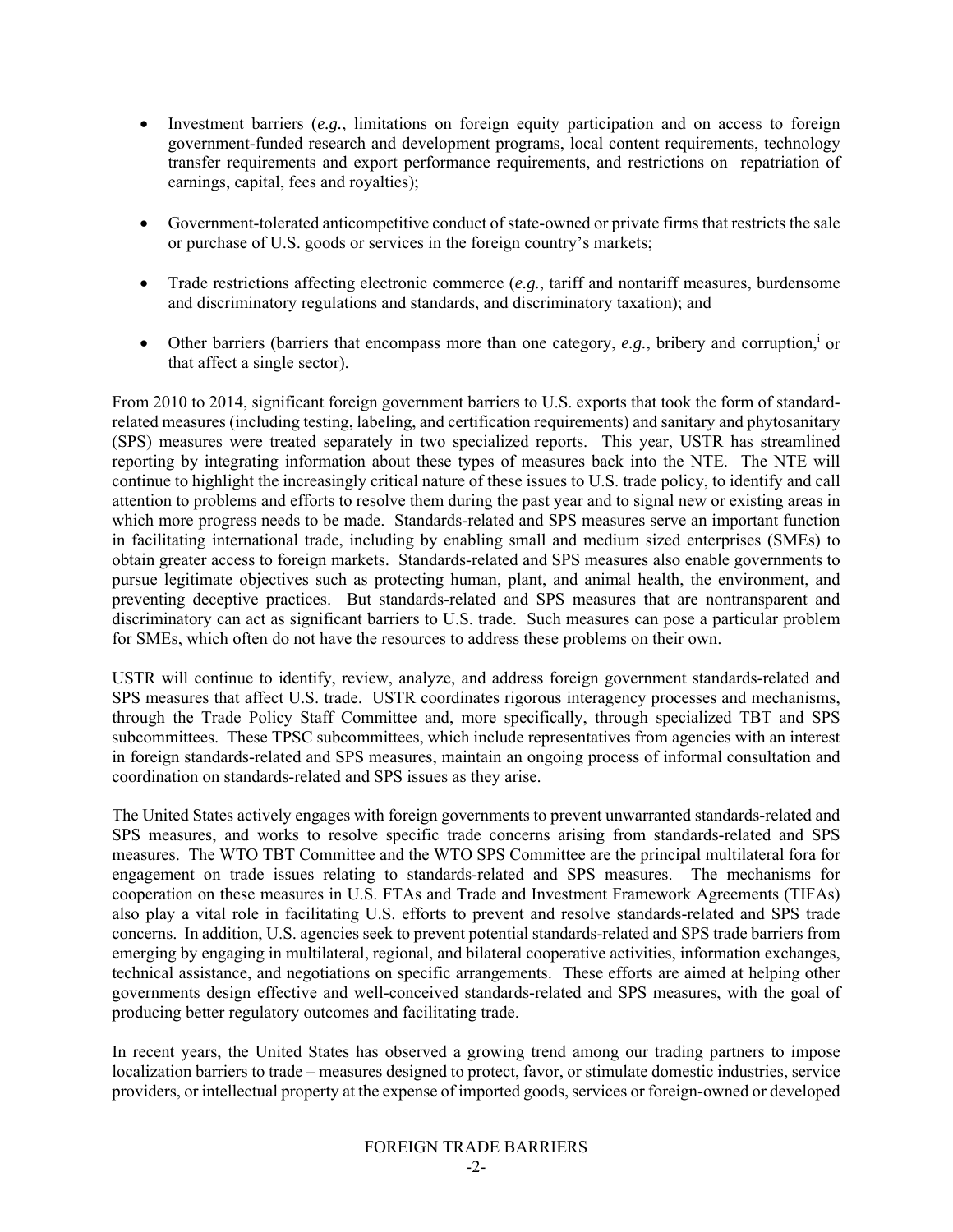- Investment barriers (*e.g.*, limitations on foreign equity participation and on access to foreign government-funded research and development programs, local content requirements, technology transfer requirements and export performance requirements, and restrictions on repatriation of earnings, capital, fees and royalties);

- Government-tolerated anticompetitive conduct of state-owned or private firms that restricts the sale or purchase of U.S. goods or services in the foreign country's markets;

- Trade restrictions affecting electronic commerce (*e.g.*, tariff and nontariff measures, burdensome and discriminatory regulations and standards, and discriminatory taxation); and

- Other barriers (barriers that encompass more than one category, *e.g.*, bribery and corruption,[i] or that affect a single sector).

From 2010 to 2014, significant foreign government barriers to U.S. exports that took the form of standard-related measures (including testing, labeling, and certification requirements) and sanitary and phytosanitary (SPS) measures were treated separately in two specialized reports. This year, USTR has streamlined reporting by integrating information about these types of measures back into the NTE. The NTE will continue to highlight the increasingly critical nature of these issues to U.S. trade policy, to identify and call attention to problems and efforts to resolve them during the past year and to signal new or existing areas in which more progress needs to be made. Standards-related and SPS measures serve an important function in facilitating international trade, including by enabling small and medium sized enterprises (SMEs) to obtain greater access to foreign markets. Standards-related and SPS measures also enable governments to pursue legitimate objectives such as protecting human, plant, and animal health, the environment, and preventing deceptive practices. But standards-related and SPS measures that are nontransparent and discriminatory can act as significant barriers to U.S. trade. Such measures can pose a particular problem for SMEs, which often do not have the resources to address these problems on their own.

USTR will continue to identify, review, analyze, and address foreign government standards-related and SPS measures that affect U.S. trade. USTR coordinates rigorous interagency processes and mechanisms, through the Trade Policy Staff Committee and, more specifically, through specialized TBT and SPS subcommittees. These TPSC subcommittees, which include representatives from agencies with an interest in foreign standards-related and SPS measures, maintain an ongoing process of informal consultation and coordination on standards-related and SPS issues as they arise.

The United States actively engages with foreign governments to prevent unwarranted standards-related and SPS measures, and works to resolve specific trade concerns arising from standards-related and SPS measures. The WTO TBT Committee and the WTO SPS Committee are the principal multilateral fora for engagement on trade issues relating to standards-related and SPS measures. The mechanisms for cooperation on these measures in U.S. FTAs and Trade and Investment Framework Agreements (TIFAs) also play a vital role in facilitating U.S. efforts to prevent and resolve standards-related and SPS trade concerns. In addition, U.S. agencies seek to prevent potential standards-related and SPS trade barriers from emerging by engaging in multilateral, regional, and bilateral cooperative activities, information exchanges, technical assistance, and negotiations on specific arrangements. These efforts are aimed at helping other governments design effective and well-conceived standards-related and SPS measures, with the goal of producing better regulatory outcomes and facilitating trade.

In recent years, the United States has observed a growing trend among our trading partners to impose localization barriers to trade – measures designed to protect, favor, or stimulate domestic industries, service providers, or intellectual property at the expense of imported goods, services or foreign-owned or developed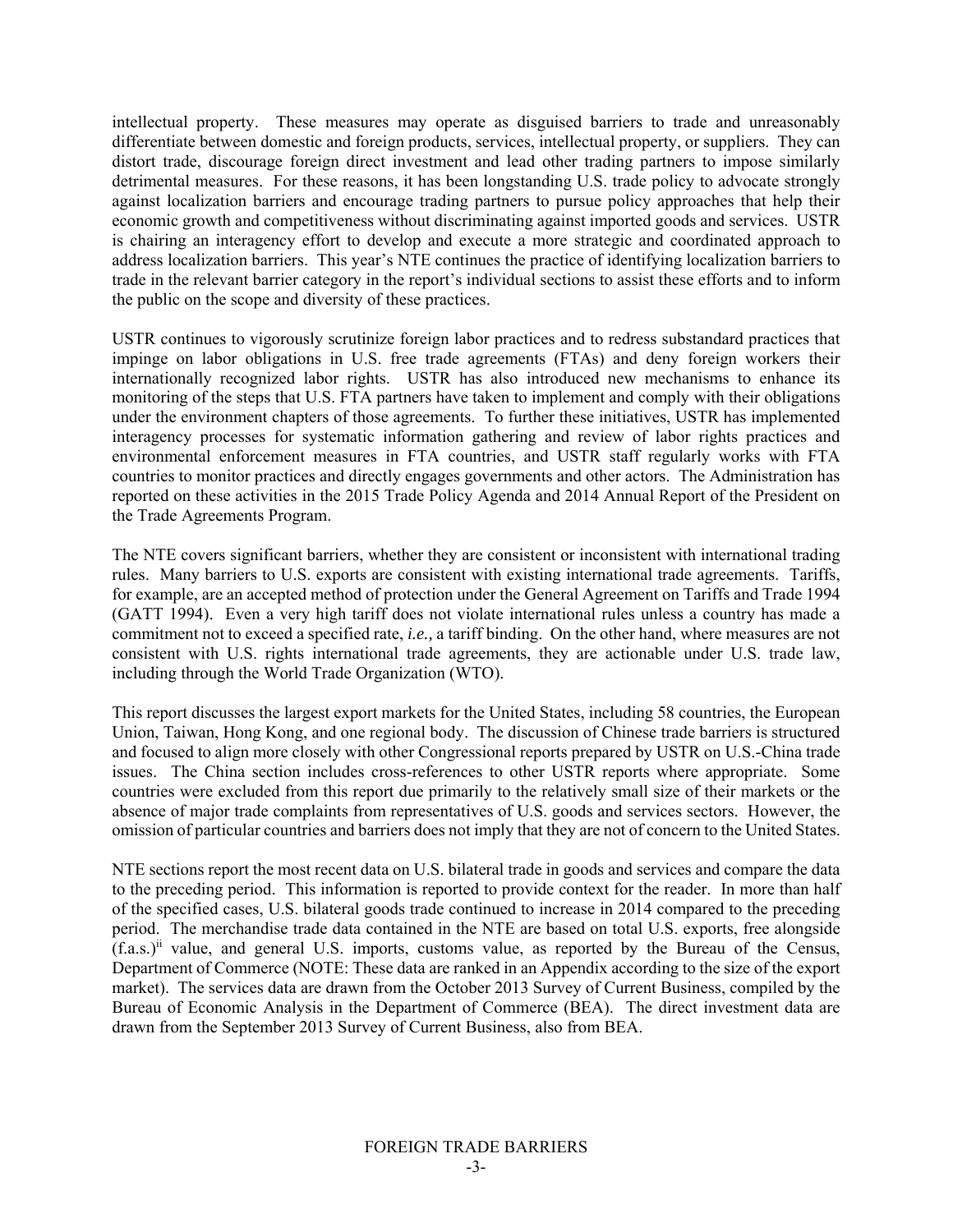intellectual property. These measures may operate as disguised barriers to trade and unreasonably differentiate between domestic and foreign products, services, intellectual property, or suppliers. They can distort trade, discourage foreign direct investment and lead other trading partners to impose similarly detrimental measures. For these reasons, it has been longstanding U.S. trade policy to advocate strongly against localization barriers and encourage trading partners to pursue policy approaches that help their economic growth and competitiveness without discriminating against imported goods and services. USTR is chairing an interagency effort to develop and execute a more strategic and coordinated approach to address localization barriers. This year's NTE continues the practice of identifying localization barriers to trade in the relevant barrier category in the report's individual sections to assist these efforts and to inform the public on the scope and diversity of these practices.

USTR continues to vigorously scrutinize foreign labor practices and to redress substandard practices that impinge on labor obligations in U.S. free trade agreements (FTAs) and deny foreign workers their internationally recognized labor rights. USTR has also introduced new mechanisms to enhance its monitoring of the steps that U.S. FTA partners have taken to implement and comply with their obligations under the environment chapters of those agreements. To further these initiatives, USTR has implemented interagency processes for systematic information gathering and review of labor rights practices and environmental enforcement measures in FTA countries, and USTR staff regularly works with FTA countries to monitor practices and directly engages governments and other actors. The Administration has reported on these activities in the 2015 Trade Policy Agenda and 2014 Annual Report of the President on the Trade Agreements Program.

The NTE covers significant barriers, whether they are consistent or inconsistent with international trading rules. Many barriers to U.S. exports are consistent with existing international trade agreements. Tariffs, for example, are an accepted method of protection under the General Agreement on Tariffs and Trade 1994 (GATT 1994). Even a very high tariff does not violate international rules unless a country has made a commitment not to exceed a specified rate, *i.e.,* a tariff binding. On the other hand, where measures are not consistent with U.S. rights international trade agreements, they are actionable under U.S. trade law, including through the World Trade Organization (WTO).

This report discusses the largest export markets for the United States, including 58 countries, the European Union, Taiwan, Hong Kong, and one regional body. The discussion of Chinese trade barriers is structured and focused to align more closely with other Congressional reports prepared by USTR on U.S.-China trade issues. The China section includes cross-references to other USTR reports where appropriate. Some countries were excluded from this report due primarily to the relatively small size of their markets or the absence of major trade complaints from representatives of U.S. goods and services sectors. However, the omission of particular countries and barriers does not imply that they are not of concern to the United States.

NTE sections report the most recent data on U.S. bilateral trade in goods and services and compare the data to the preceding period. This information is reported to provide context for the reader. In more than half of the specified cases, U.S. bilateral goods trade continued to increase in 2014 compared to the preceding period. The merchandise trade data contained in the NTE are based on total U.S. exports, free alongside (f.a.s.)[ii] value, and general U.S. imports, customs value, as reported by the Bureau of the Census, Department of Commerce (NOTE: These data are ranked in an Appendix according to the size of the export market). The services data are drawn from the October 2013 Survey of Current Business, compiled by the Bureau of Economic Analysis in the Department of Commerce (BEA). The direct investment data are drawn from the September 2013 Survey of Current Business, also from BEA.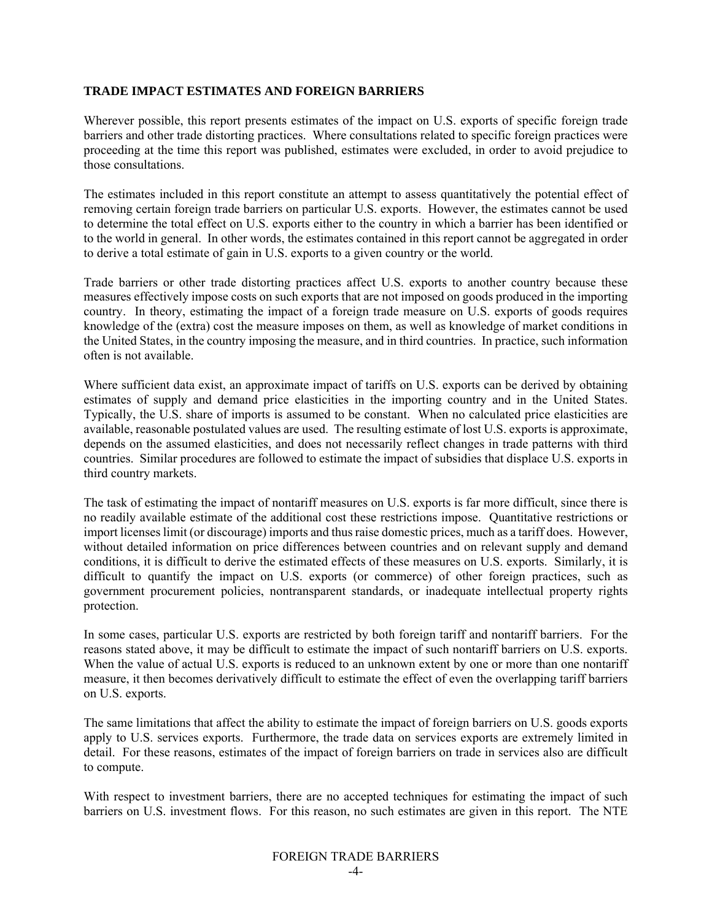## TRADE IMPACT ESTIMATES AND FOREIGN BARRIERS

Wherever possible, this report presents estimates of the impact on U.S. exports of specific foreign trade barriers and other trade distorting practices. Where consultations related to specific foreign practices were proceeding at the time this report was published, estimates were excluded, in order to avoid prejudice to those consultations.

The estimates included in this report constitute an attempt to assess quantitatively the potential effect of removing certain foreign trade barriers on particular U.S. exports. However, the estimates cannot be used to determine the total effect on U.S. exports either to the country in which a barrier has been identified or to the world in general. In other words, the estimates contained in this report cannot be aggregated in order to derive a total estimate of gain in U.S. exports to a given country or the world.

Trade barriers or other trade distorting practices affect U.S. exports to another country because these measures effectively impose costs on such exports that are not imposed on goods produced in the importing country. In theory, estimating the impact of a foreign trade measure on U.S. exports of goods requires knowledge of the (extra) cost the measure imposes on them, as well as knowledge of market conditions in the United States, in the country imposing the measure, and in third countries. In practice, such information often is not available.

Where sufficient data exist, an approximate impact of tariffs on U.S. exports can be derived by obtaining estimates of supply and demand price elasticities in the importing country and in the United States. Typically, the U.S. share of imports is assumed to be constant. When no calculated price elasticities are available, reasonable postulated values are used. The resulting estimate of lost U.S. exports is approximate, depends on the assumed elasticities, and does not necessarily reflect changes in trade patterns with third countries. Similar procedures are followed to estimate the impact of subsidies that displace U.S. exports in third country markets.

The task of estimating the impact of nontariff measures on U.S. exports is far more difficult, since there is no readily available estimate of the additional cost these restrictions impose. Quantitative restrictions or import licenses limit (or discourage) imports and thus raise domestic prices, much as a tariff does. However, without detailed information on price differences between countries and on relevant supply and demand conditions, it is difficult to derive the estimated effects of these measures on U.S. exports. Similarly, it is difficult to quantify the impact on U.S. exports (or commerce) of other foreign practices, such as government procurement policies, nontransparent standards, or inadequate intellectual property rights protection.

In some cases, particular U.S. exports are restricted by both foreign tariff and nontariff barriers. For the reasons stated above, it may be difficult to estimate the impact of such nontariff barriers on U.S. exports. When the value of actual U.S. exports is reduced to an unknown extent by one or more than one nontariff measure, it then becomes derivatively difficult to estimate the effect of even the overlapping tariff barriers on U.S. exports.

The same limitations that affect the ability to estimate the impact of foreign barriers on U.S. goods exports apply to U.S. services exports. Furthermore, the trade data on services exports are extremely limited in detail. For these reasons, estimates of the impact of foreign barriers on trade in services also are difficult to compute.

With respect to investment barriers, there are no accepted techniques for estimating the impact of such barriers on U.S. investment flows. For this reason, no such estimates are given in this report. The NTE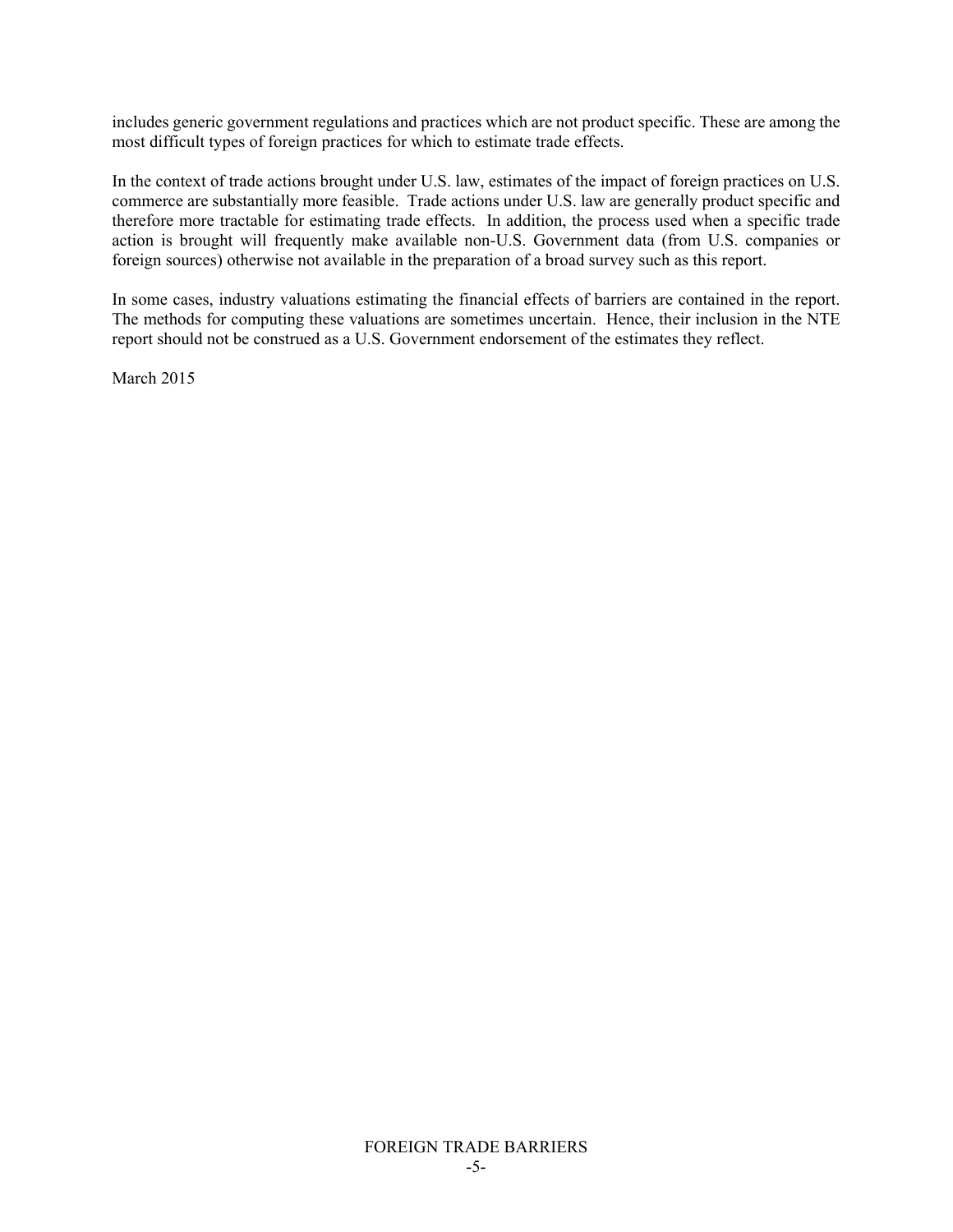includes generic government regulations and practices which are not product specific. These are among the most difficult types of foreign practices for which to estimate trade effects.

In the context of trade actions brought under U.S. law, estimates of the impact of foreign practices on U.S. commerce are substantially more feasible. Trade actions under U.S. law are generally product specific and therefore more tractable for estimating trade effects. In addition, the process used when a specific trade action is brought will frequently make available non-U.S. Government data (from U.S. companies or foreign sources) otherwise not available in the preparation of a broad survey such as this report.

In some cases, industry valuations estimating the financial effects of barriers are contained in the report. The methods for computing these valuations are sometimes uncertain. Hence, their inclusion in the NTE report should not be construed as a U.S. Government endorsement of the estimates they reflect.

March 2015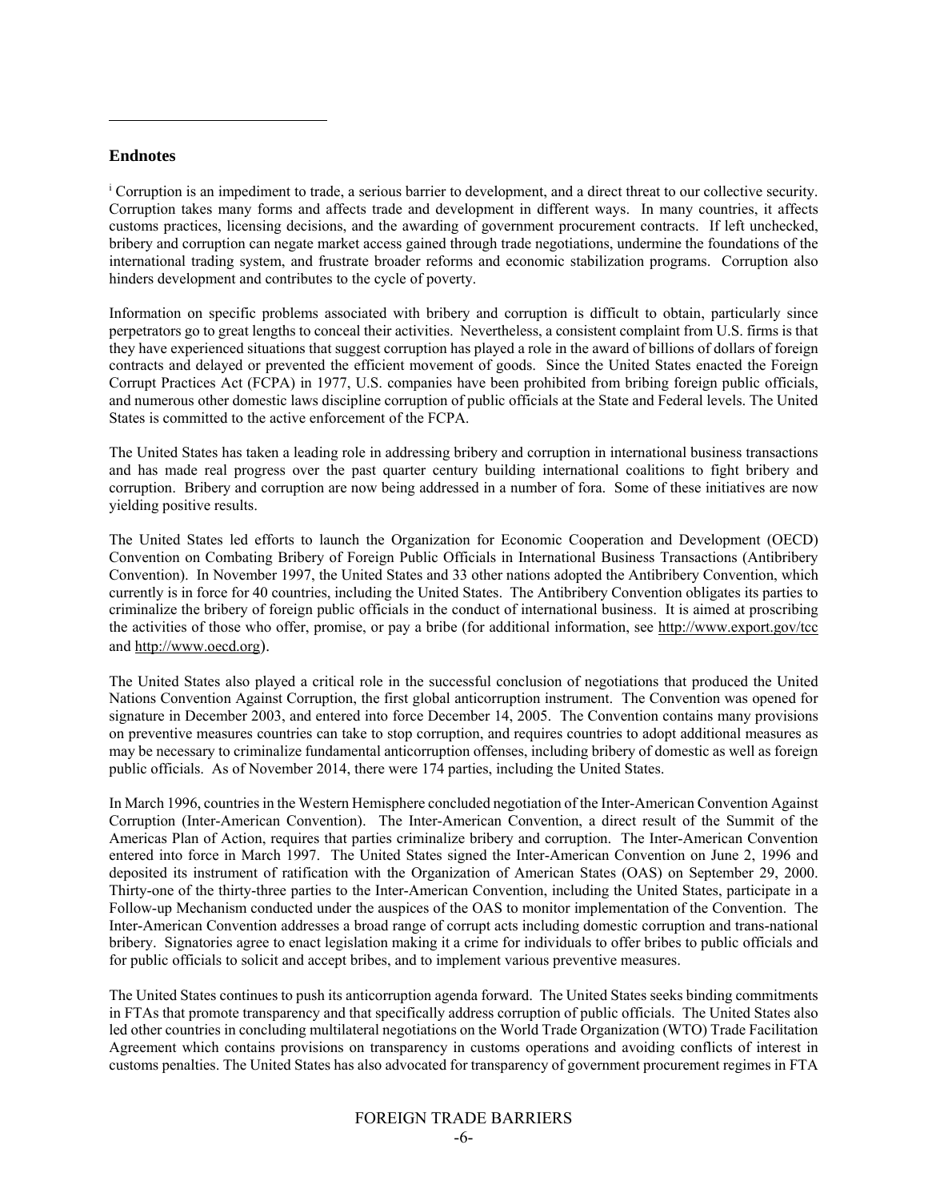## Endnotes

[i] Corruption is an impediment to trade, a serious barrier to development, and a direct threat to our collective security. Corruption takes many forms and affects trade and development in different ways. In many countries, it affects customs practices, licensing decisions, and the awarding of government procurement contracts. If left unchecked, bribery and corruption can negate market access gained through trade negotiations, undermine the foundations of the international trading system, and frustrate broader reforms and economic stabilization programs. Corruption also hinders development and contributes to the cycle of poverty.

Information on specific problems associated with bribery and corruption is difficult to obtain, particularly since perpetrators go to great lengths to conceal their activities. Nevertheless, a consistent complaint from U.S. firms is that they have experienced situations that suggest corruption has played a role in the award of billions of dollars of foreign contracts and delayed or prevented the efficient movement of goods. Since the United States enacted the Foreign Corrupt Practices Act (FCPA) in 1977, U.S. companies have been prohibited from bribing foreign public officials, and numerous other domestic laws discipline corruption of public officials at the State and Federal levels. The United States is committed to the active enforcement of the FCPA.

The United States has taken a leading role in addressing bribery and corruption in international business transactions and has made real progress over the past quarter century building international coalitions to fight bribery and corruption. Bribery and corruption are now being addressed in a number of fora. Some of these initiatives are now yielding positive results.

The United States led efforts to launch the Organization for Economic Cooperation and Development (OECD) Convention on Combating Bribery of Foreign Public Officials in International Business Transactions (Antibribery Convention). In November 1997, the United States and 33 other nations adopted the Antibribery Convention, which currently is in force for 40 countries, including the United States. The Antibribery Convention obligates its parties to criminalize the bribery of foreign public officials in the conduct of international business. It is aimed at proscribing the activities of those who offer, promise, or pay a bribe (for additional information, see http://www.export.gov/tcc and http://www.oecd.org).

The United States also played a critical role in the successful conclusion of negotiations that produced the United Nations Convention Against Corruption, the first global anticorruption instrument. The Convention was opened for signature in December 2003, and entered into force December 14, 2005. The Convention contains many provisions on preventive measures countries can take to stop corruption, and requires countries to adopt additional measures as may be necessary to criminalize fundamental anticorruption offenses, including bribery of domestic as well as foreign public officials. As of November 2014, there were 174 parties, including the United States.

In March 1996, countries in the Western Hemisphere concluded negotiation of the Inter-American Convention Against Corruption (Inter-American Convention). The Inter-American Convention, a direct result of the Summit of the Americas Plan of Action, requires that parties criminalize bribery and corruption. The Inter-American Convention entered into force in March 1997. The United States signed the Inter-American Convention on June 2, 1996 and deposited its instrument of ratification with the Organization of American States (OAS) on September 29, 2000. Thirty-one of the thirty-three parties to the Inter-American Convention, including the United States, participate in a Follow-up Mechanism conducted under the auspices of the OAS to monitor implementation of the Convention. The Inter-American Convention addresses a broad range of corrupt acts including domestic corruption and trans-national bribery. Signatories agree to enact legislation making it a crime for individuals to offer bribes to public officials and for public officials to solicit and accept bribes, and to implement various preventive measures.

The United States continues to push its anticorruption agenda forward. The United States seeks binding commitments in FTAs that promote transparency and that specifically address corruption of public officials. The United States also led other countries in concluding multilateral negotiations on the World Trade Organization (WTO) Trade Facilitation Agreement which contains provisions on transparency in customs operations and avoiding conflicts of interest in customs penalties. The United States has also advocated for transparency of government procurement regimes in FTA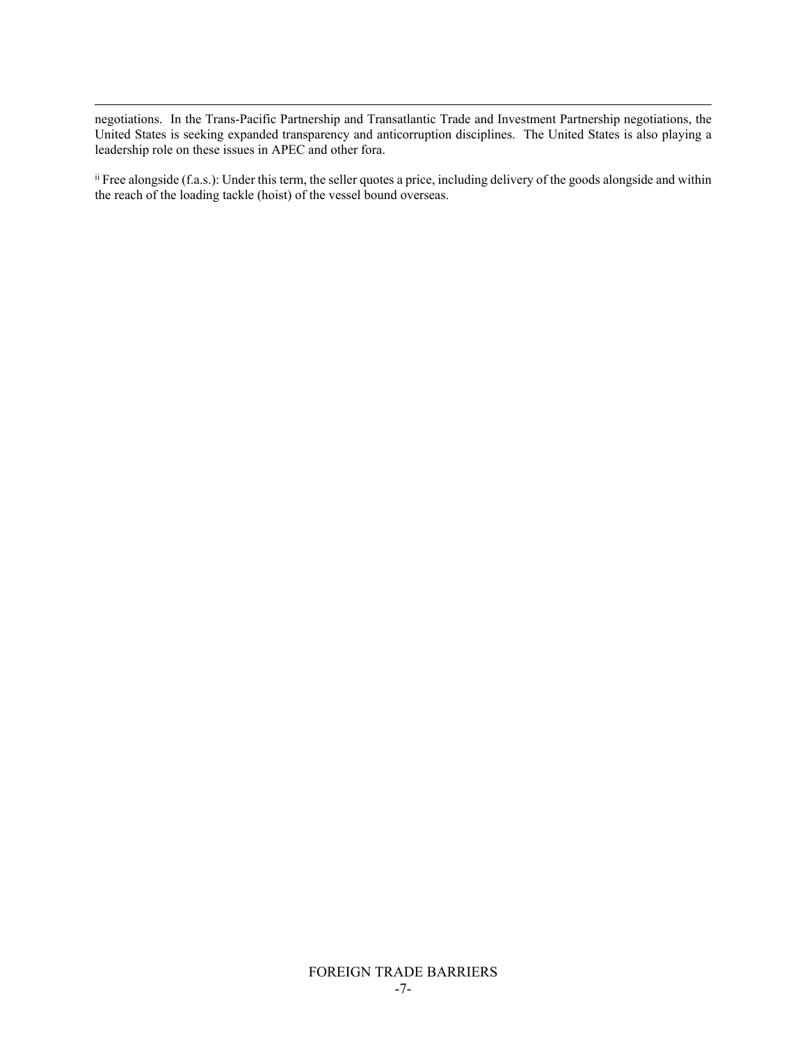negotiations. In the Trans-Pacific Partnership and Transatlantic Trade and Investment Partnership negotiations, the United States is seeking expanded transparency and anticorruption disciplines. The United States is also playing a leadership role on these issues in APEC and other fora.

[ii] Free alongside (f.a.s.): Under this term, the seller quotes a price, including delivery of the goods alongside and within the reach of the loading tackle (hoist) of the vessel bound overseas.